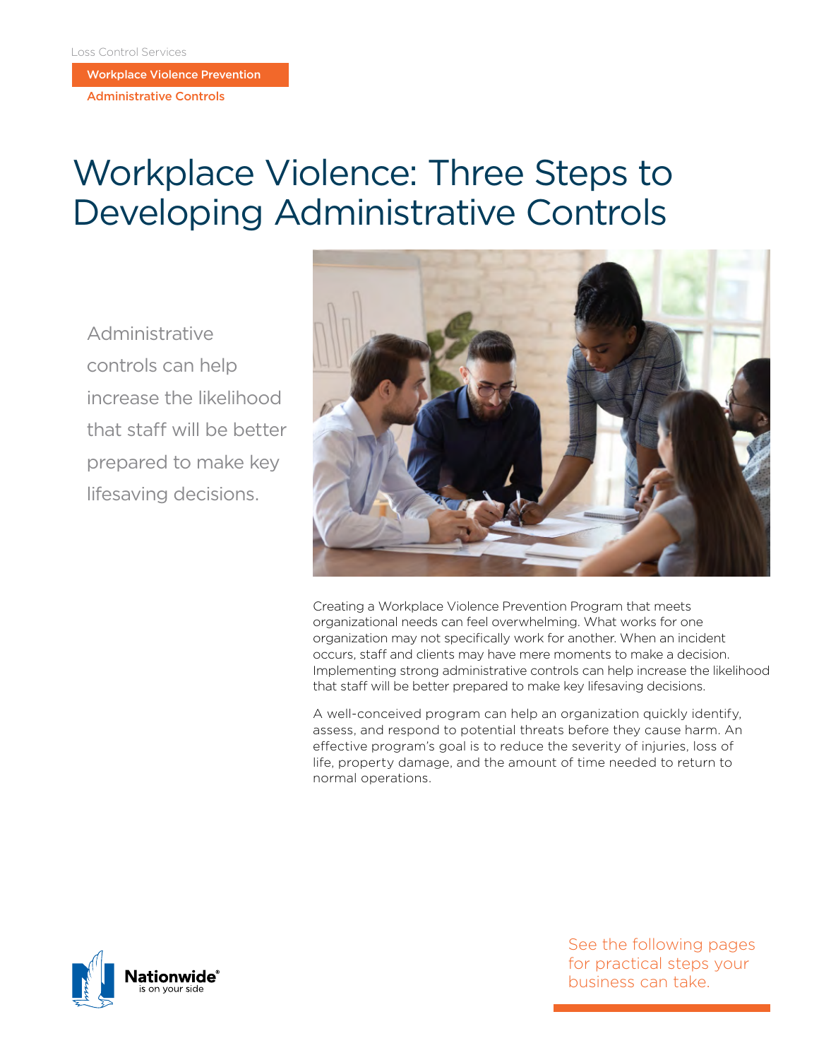Loss Control Services

**Workplace Violence Prevention**

**Administrative Controls**

# Workplace Violence: Three Steps to Developing Administrative Controls

Administrative controls can help increase the likelihood that staff will be better prepared to make key lifesaving decisions.

Creating a Workplace Violence Prevention Program that meets organizational needs can feel overwhelming. What works for one organization may not specifically work for another. When an incident occurs, staff and clients may have mere moments to make a decision. Implementing strong administrative controls can help increase the likelihood that staff will be better prepared to make key lifesaving decisions.

A well-conceived program can help an organization quickly identify, assess, and respond to potential threats before they cause harm. An effective program's goal is to reduce the severity of injuries, loss of life, property damage, and the amount of time needed to return to normal operations.

See the following pages for practical steps your business can take.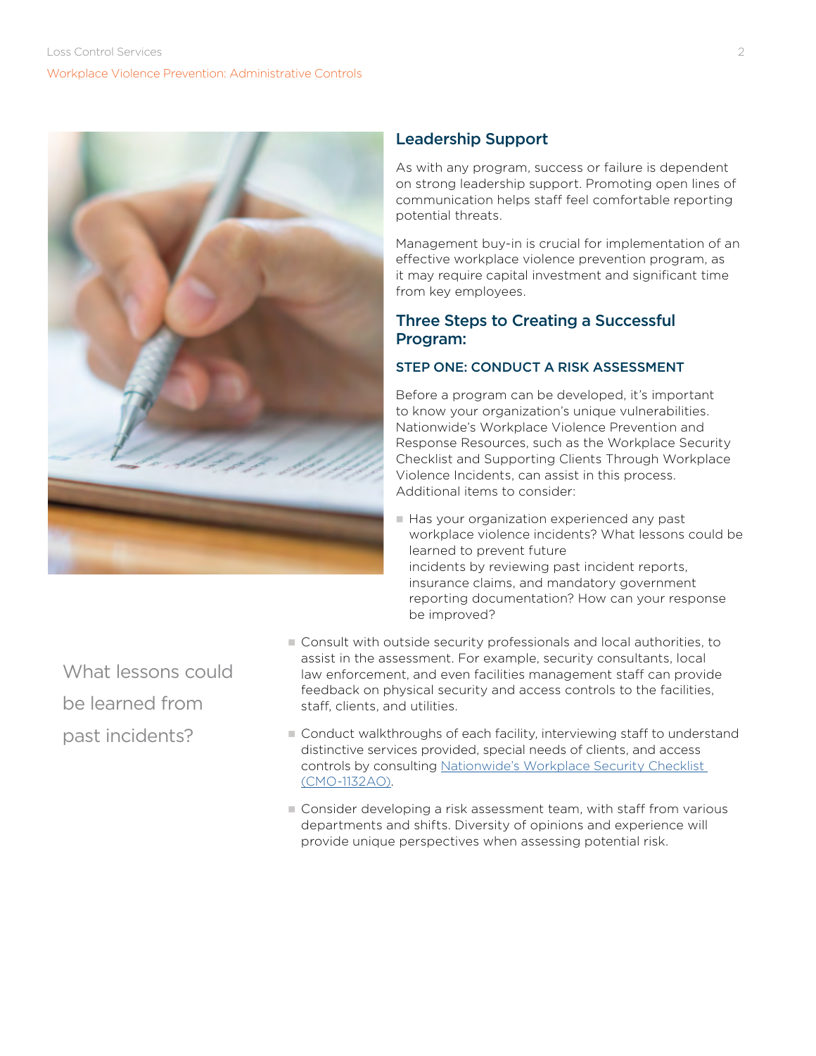## Leadership Support

As with any program, success or failure is dependent on strong leadership support. Promoting open lines of communication helps staff feel comfortable reporting potential threats.

Management buy-in is crucial for implementation of an effective workplace violence prevention program, as it may require capital investment and significant time from key employees.

## Three Steps to Creating a Successful Program:

### STEP ONE: CONDUCT A RISK ASSESSMENT

Before a program can be developed, it's important to know your organization's unique vulnerabilities. Nationwide's Workplace Violence Prevention and Response Resources, such as the Workplace Security Checklist and Supporting Clients Through Workplace Violence Incidents, can assist in this process. Additional items to consider:

- Has your organization experienced any past workplace violence incidents? What lessons could be learned to prevent future incidents by reviewing past incident reports, insurance claims, and mandatory government reporting documentation? How can your response be improved?
- Consult with outside security professionals and local authorities, to assist in the assessment. For example, security consultants, local law enforcement, and even facilities management staff can provide feedback on physical security and access controls to the facilities, staff, clients, and utilities.
- Conduct walkthroughs of each facility, interviewing staff to understand distinctive services provided, special needs of clients, and access controls by consulting Nationwide's Workplace Security Checklist (CMO-1132AO).
- Consider developing a risk assessment team, with staff from various departments and shifts. Diversity of opinions and experience will provide unique perspectives when assessing potential risk.

What lessons could be learned from past incidents?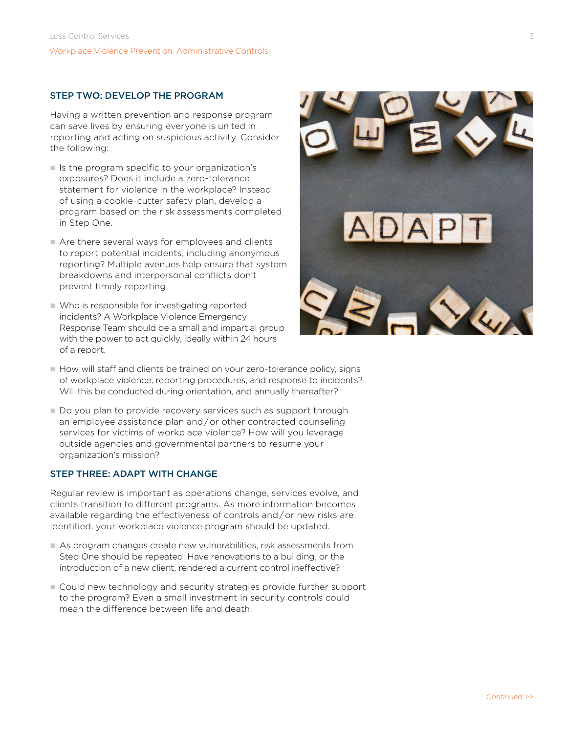## STEP TWO: DEVELOP THE PROGRAM

Having a written prevention and response program can save lives by ensuring everyone is united in reporting and acting on suspicious activity. Consider the following:

- Is the program specific to your organization's exposures? Does it include a zero-tolerance statement for violence in the workplace? Instead of using a cookie-cutter safety plan, develop a program based on the risk assessments completed in Step One.
- Are there several ways for employees and clients to report potential incidents, including anonymous reporting? Multiple avenues help ensure that system breakdowns and interpersonal conflicts don't prevent timely reporting.
- Who is responsible for investigating reported incidents? A Workplace Violence Emergency Response Team should be a small and impartial group with the power to act quickly, ideally within 24 hours of a report.
- How will staff and clients be trained on your zero-tolerance policy, signs of workplace violence, reporting procedures, and response to incidents? Will this be conducted during orientation, and annually thereafter?
- Do you plan to provide recovery services such as support through an employee assistance plan and/or other contracted counseling services for victims of workplace violence? How will you leverage outside agencies and governmental partners to resume your organization's mission?

## STEP THREE: ADAPT WITH CHANGE

Regular review is important as operations change, services evolve, and clients transition to different programs. As more information becomes available regarding the effectiveness of controls and/or new risks are identified, your workplace violence program should be updated.

- As program changes create new vulnerabilities, risk assessments from Step One should be repeated. Have renovations to a building, or the introduction of a new client, rendered a current control ineffective?
- Could new technology and security strategies provide further support to the program? Even a small investment in security controls could mean the difference between life and death.

*Continued >>*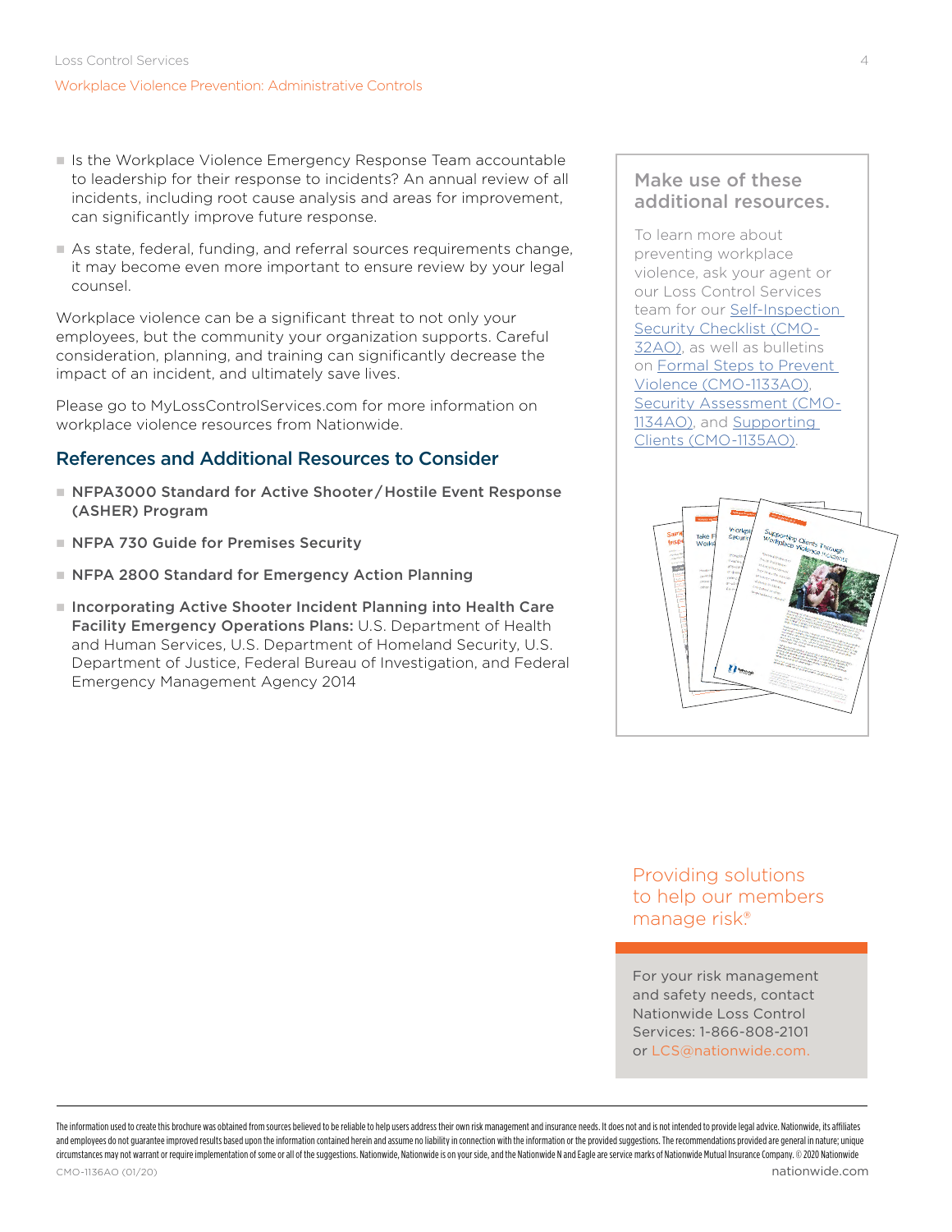- Is the Workplace Violence Emergency Response Team accountable to leadership for their response to incidents? An annual review of all incidents, including root cause analysis and areas for improvement, can significantly improve future response.
- As state, federal, funding, and referral sources requirements change, it may become even more important to ensure review by your legal counsel.

Workplace violence can be a significant threat to not only your employees, but the community your organization supports. Careful consideration, planning, and training can significantly decrease the impact of an incident, and ultimately save lives.

Please go to MyLossControlServices.com for more information on workplace violence resources from Nationwide.

## References and Additional Resources to Consider

- **NFPA3000 Standard for Active Shooter / Hostile Event Response (ASHER) Program**
- **NFPA 730 Guide for Premises Security**
- **NFPA 2800 Standard for Emergency Action Planning**
- **Incorporating Active Shooter Incident Planning into Health Care Facility Emergency Operations Plans:** U.S. Department of Health and Human Services, U.S. Department of Homeland Security, U.S. Department of Justice, Federal Bureau of Investigation, and Federal Emergency Management Agency 2014

### Make use of these additional resources.

To learn more about preventing workplace violence, ask your agent or our Loss Control Services team for our Self-Inspection Security Checklist (CMO-32AO), as well as bulletins on Formal Steps to Prevent Violence (CMO-1133AO), Security Assessment (CMO-1134AO), and Supporting Clients (CMO-1135AO).

Providing solutions to help our members manage risk.®

For your risk management and safety needs, contact Nationwide Loss Control Services: 1-866-808-2101 or LCS@nationwide.com.

The information used to create this brochure was obtained from sources believed to be reliable to help users address their own risk management and insurance needs. It does not and is not intended to provide legal advice. Nationwide, its affiliates and employees do not guarantee improved results based upon the information contained herein and assume no liability in connection with the information or the provided suggestions. The recommendations provided are general in nature; unique circumstances may not warrant or require implementation of some or all of the suggestions. Nationwide, Nationwide is on your side, and the Nationwide N and Eagle are service marks of Nationwide Mutual Insurance Company. © 2020 Nationwide

CMO-1136AO (01/20)

nationwide.com